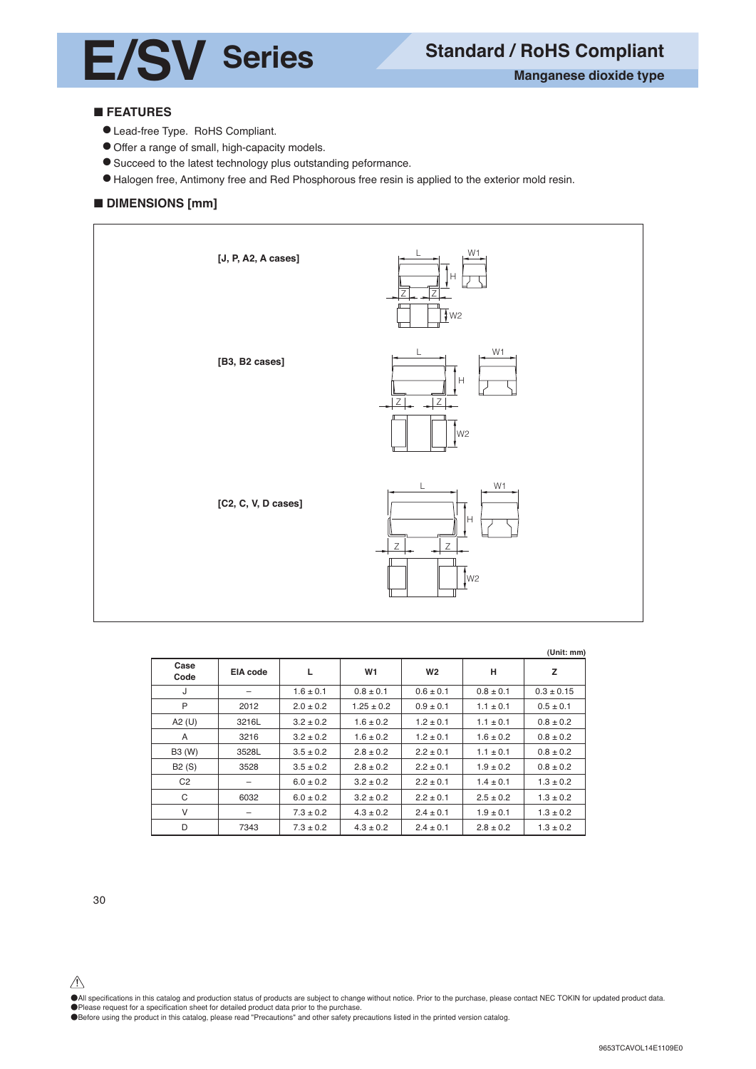# E/SV Series

## Standard / RoHS Compliant

### Manganese dioxide type

## ■ FEATURES

- Lead-free Type. RoHS Compliant.
- Offer a range of small, high-capacity models.
- Succeed to the latest technology plus outstanding peformance.
- Halogen free, Antimony free and Red Phosphorous free resin is applied to the exterior mold resin.

## ■ DIMENSIONS [mm]

[J, P, A2, A cases]

[B3, B2 cases]

[C2, C, V, D cases]

(Unit: mm)

| Case Code | EIA code | L | W1 | W2 | H | Z |
|---|---|---|---|---|---|---|
| J | – | 1.6 ± 0.1 | 0.8 ± 0.1 | 0.6 ± 0.1 | 0.8 ± 0.1 | 0.3 ± 0.15 |
| P | 2012 | 2.0 ± 0.2 | 1.25 ± 0.2 | 0.9 ± 0.1 | 1.1 ± 0.1 | 0.5 ± 0.1 |
| A2 (U) | 3216L | 3.2 ± 0.2 | 1.6 ± 0.2 | 1.2 ± 0.1 | 1.1 ± 0.1 | 0.8 ± 0.2 |
| A | 3216 | 3.2 ± 0.2 | 1.6 ± 0.2 | 1.2 ± 0.1 | 1.6 ± 0.2 | 0.8 ± 0.2 |
| B3 (W) | 3528L | 3.5 ± 0.2 | 2.8 ± 0.2 | 2.2 ± 0.1 | 1.1 ± 0.1 | 0.8 ± 0.2 |
| B2 (S) | 3528 | 3.5 ± 0.2 | 2.8 ± 0.2 | 2.2 ± 0.1 | 1.9 ± 0.2 | 0.8 ± 0.2 |
| C2 | – | 6.0 ± 0.2 | 3.2 ± 0.2 | 2.2 ± 0.1 | 1.4 ± 0.1 | 1.3 ± 0.2 |
| C | 6032 | 6.0 ± 0.2 | 3.2 ± 0.2 | 2.2 ± 0.1 | 2.5 ± 0.2 | 1.3 ± 0.2 |
| V | – | 7.3 ± 0.2 | 4.3 ± 0.2 | 2.4 ± 0.1 | 1.9 ± 0.1 | 1.3 ± 0.2 |
| D | 7343 | 7.3 ± 0.2 | 4.3 ± 0.2 | 2.4 ± 0.1 | 2.8 ± 0.2 | 1.3 ± 0.2 |

⚠

- All specifications in this catalog and production status of products are subject to change without notice. Prior to the purchase, please contact NEC TOKIN for updated product data.
- Please request for a specification sheet for detailed product data prior to the purchase.
- Before using the product in this catalog, please read "Precautions" and other safety precautions listed in the printed version catalog.

9653TCAVOL14E1109E0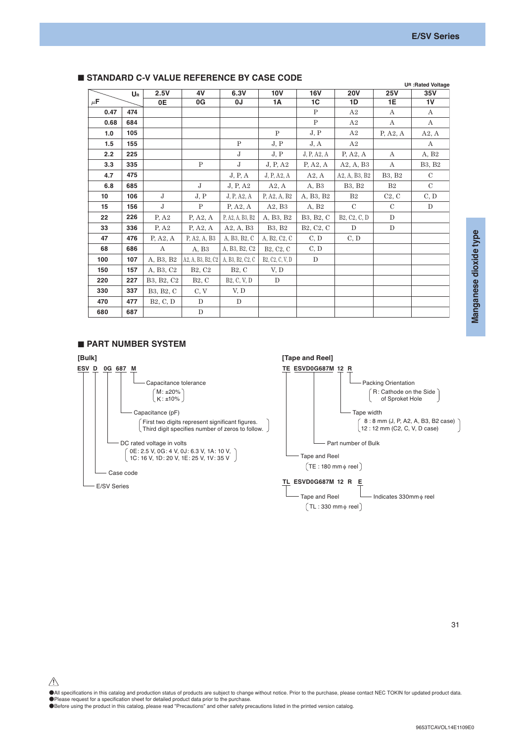## ■ STANDARD C-V VALUE REFERENCE BY CASE CODE

UR :Rated Voltage

| μF \ UR | | 2.5V | 4V | 6.3V | 10V | 16V | 20V | 25V | 35V |
|---|---|---|---|---|---|---|---|---|---|
| | | 0E | 0G | 0J | 1A | 1C | 1D | 1E | 1V |
| 0.47 | 474 | | | | | P | A2 | A | A |
| 0.68 | 684 | | | | | P | A2 | A | A |
| 1.0 | 105 | | | | P | J, P | A2 | P, A2, A | A2, A |
| 1.5 | 155 | | | P | J, P | J, A | A2 | | A |
| 2.2 | 225 | | | J | J, P | J, P, A2, A | P, A2, A | A | A, B2 |
| 3.3 | 335 | | P | J | J, P, A2 | P, A2, A | A2, A, B3 | A | B3, B2 |
| 4.7 | 475 | | | J, P, A | J, P, A2, A | A2, A | A2, A, B3, B2 | B3, B2 | C |
| 6.8 | 685 | | J | J, P, A2 | A2, A | A, B3 | B3, B2 | B2 | C |
| 10 | 106 | J | J, P | J, P, A2, A | P, A2, A, B2 | A, B3, B2 | B2 | C2, C | C, D |
| 15 | 156 | J | P | P, A2, A | A2, B3 | A, B2 | C | C | D |
| 22 | 226 | P, A2 | P, A2, A | P, A2, A, B3, B2 | A, B3, B2 | B3, B2, C | B2, C2, C, D | D | |
| 33 | 336 | P, A2 | P, A2, A | A2, A, B3 | B3, B2 | B2, C2, C | D | D | |
| 47 | 476 | P, A2, A | P, A2, A, B3 | A, B3, B2, C | A, B2, C2, C | C, D | C, D | | |
| 68 | 686 | A | A, B3 | A, B3, B2, C2 | B2, C2, C | C, D | | | |
| 100 | 107 | A, B3, B2 | A2, A, B3, B2, C2 | A, B3, B2, C2, C | B2, C2, C, V, D | D | | | |
| 150 | 157 | A, B3, C2 | B2, C2 | B2, C | V, D | | | | |
| 220 | 227 | B3, B2, C2 | B2, C | B2, C, V, D | D | | | | |
| 330 | 337 | B3, B2, C | C, V | V, D | | | | | |
| 470 | 477 | B2, C, D | D | D | | | | | |
| 680 | 687 | | D | | | | | | |

## ■ PART NUMBER SYSTEM

**[Bulk]**

ESV D 0G 687 M

- M: Capacitance tolerance (M: ±20%, K: ±10%)
- 687: Capacitance (pF) (First two digits represent significant figures. Third digit specifies number of zeros to follow.)
- 0G: DC rated voltage in volts (0E: 2.5 V, 0G: 4 V, 0J: 6.3 V, 1A: 10 V, 1C: 16 V, 1D: 20 V, 1E: 25 V, 1V: 35 V)
- D: Case code
- ESV: E/SV Series

**[Tape and Reel]**

TE ESVD0G687M 12 R

- R: Packing Orientation (R: Cathode on the Side of Sproket Hole)
- 12: Tape width (8 : 8 mm (J, P, A2, A, B3, B2 case), 12 : 12 mm (C2, C, V, D case))
- ESVD0G687M: Part number of Bulk
- TE: Tape and Reel (TE : 180 mmϕ reel)

TL ESVD0G687M 12 R E

- TL: Tape and Reel (TL : 330 mmϕ reel)
- E: Indicates 330mmϕ reel

Manganese dioxide type

⚠

- ●All specifications in this catalog and production status of products are subject to change without notice. Prior to the purchase, please contact NEC TOKIN for updated product data.
- ●Please request for a specification sheet for detailed product data prior to the purchase.
- ●Before using the product in this catalog, please read "Precautions" and other safety precautions listed in the printed version catalog.

9653TCAVOL14E1109E0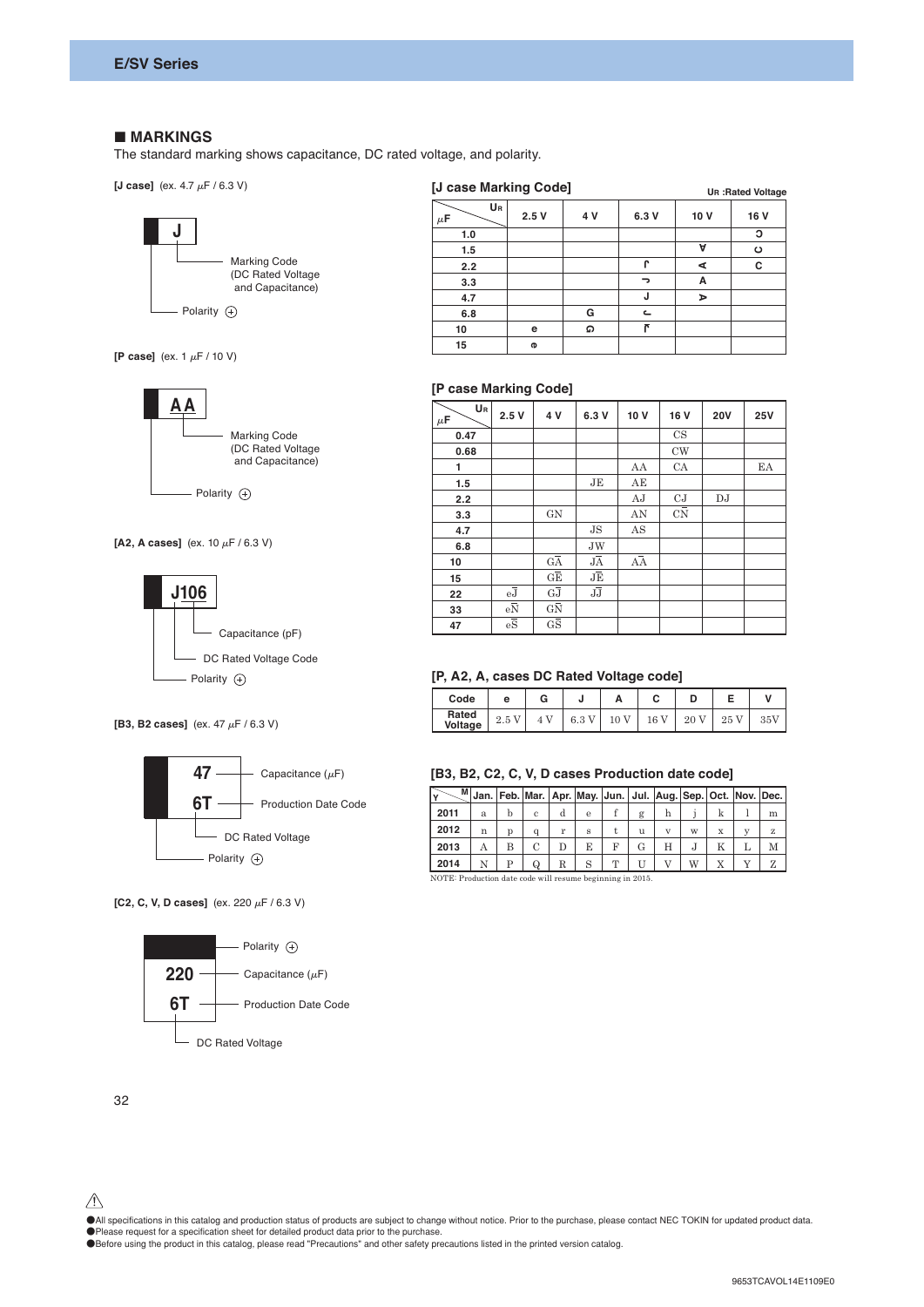## ■ MARKINGS

The standard marking shows capacitance, DC rated voltage, and polarity.

**[J case]** (ex. 4.7 μF / 6.3 V)

J — Marking Code (DC Rated Voltage and Capacitance); Polarity ⊕

**[P case]** (ex. 1 μF / 10 V)

AA — Marking Code (DC Rated Voltage and Capacitance); Polarity ⊕

**[A2, A cases]** (ex. 10 μF / 6.3 V)

J106 — Capacitance (pF); DC Rated Voltage Code; Polarity ⊕

**[B3, B2 cases]** (ex. 47 μF / 6.3 V)

47 — Capacitance (μF)
6T — Production Date Code; DC Rated Voltage; Polarity ⊕

**[C2, C, V, D cases]** (ex. 220 μF / 6.3 V)

Polarity ⊕
220 — Capacitance (μF)
6T — Production Date Code; DC Rated Voltage

### [J case Marking Code]

$U_R$ :Rated Voltage

| μF \ $U_R$ | 2.5 V | 4 V | 6.3 V | 10 V | 16 V |
|---|---|---|---|---|---|
| 1.0 | | | | | Ↄ |
| 1.5 | | | | ∀ | ɔ |
| 2.2 | | | ſ | ∢ | C |
| 3.3 | | | ᒧ | A | |
| 4.7 | | | J | ᗒ | |
| 6.8 | | G | ᓚ | | |
| 10 | e | ⅁ | ᒉ | | |
| 15 | ɵ | | | | |

### [P case Marking Code]

| μF \ $U_R$ | 2.5 V | 4 V | 6.3 V | 10 V | 16 V | 20V | 25V |
|---|---|---|---|---|---|---|---|
| 0.47 | | | | | CS | | |
| 0.68 | | | | | CW | | |
| 1 | | | | AA | CA | | EA |
| 1.5 | | | JE | AE | | | |
| 2.2 | | | | AJ | CJ | DJ | |
| 3.3 | | GN | | AN | C$\overline{N}$ | | |
| 4.7 | | | JS | AS | | | |
| 6.8 | | | JW | | | | |
| 10 | | G$\overline{A}$ | J$\overline{A}$ | A$\overline{A}$ | | | |
| 15 | | G$\overline{E}$ | J$\overline{E}$ | | | | |
| 22 | e$\overline{J}$ | G$\overline{J}$ | J$\overline{J}$ | | | | |
| 33 | e$\overline{N}$ | G$\overline{N}$ | | | | | |
| 47 | e$\overline{S}$ | G$\overline{S}$ | | | | | |

### [P, A2, A, cases DC Rated Voltage code]

| Code | e | G | J | A | C | D | E | V |
|---|---|---|---|---|---|---|---|---|
| Rated Voltage | 2.5 V | 4 V | 6.3 V | 10 V | 16 V | 20 V | 25 V | 35V |

### [B3, B2, C2, C, V, D cases Production date code]

| Y \ M | Jan. | Feb. | Mar. | Apr. | May. | Jun. | Jul. | Aug. | Sep. | Oct. | Nov. | Dec. |
|---|---|---|---|---|---|---|---|---|---|---|---|---|
| 2011 | a | b | c | d | e | f | g | h | j | k | l | m |
| 2012 | n | p | q | r | s | t | u | v | w | x | y | z |
| 2013 | A | B | C | D | E | F | G | H | J | K | L | M |
| 2014 | N | P | Q | R | S | T | U | V | W | X | Y | Z |

NOTE: Production date code will resume beginning in 2015.

⚠

● All specifications in this catalog and production status of products are subject to change without notice. Prior to the purchase, please contact NEC TOKIN for updated product data.
● Please request for a specification sheet for detailed product data prior to the purchase.
● Before using the product in this catalog, please read "Precautions" and other safety precautions listed in the printed version catalog.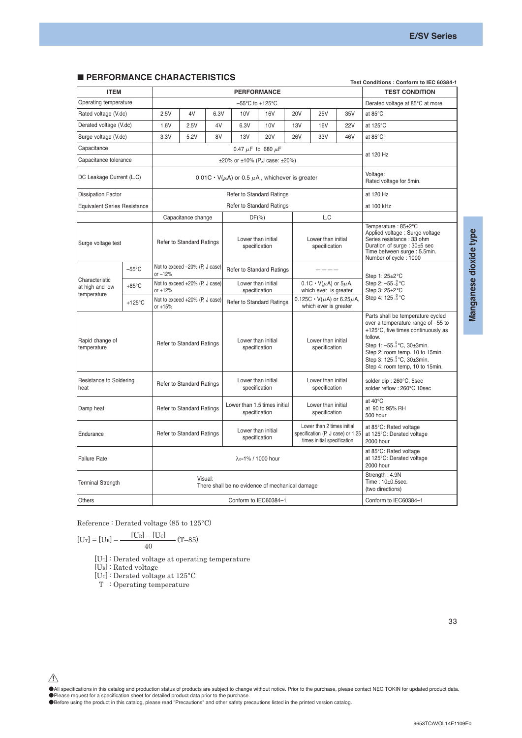## ■ PERFORMANCE CHARACTERISTICS

Test Conditions : Conform to IEC 60384-1

| ITEM | | PERFORMANCE | | | | | | | | | TEST CONDITION |
|---|---|---|---|---|---|---|---|---|---|---|---|
| Operating temperature | | –55°C to +125°C | | | | | | | | | Derated voltage at 85°C at more |
| Rated voltage (V.dc) | | 2.5V | 4V | 6.3V | 10V | 16V | 20V | 25V | 35V | | at 85°C |
| Derated voltage (V.dc) | | 1.6V | 2.5V | 4V | 6.3V | 10V | 13V | 16V | 22V | | at 125°C |
| Surge voltage (V.dc) | | 3.3V | 5.2V | 8V | 13V | 20V | 26V | 33V | 46V | | at 85°C |
| Capacitance | | 0.47 $\mu$F to 680 $\mu$F | | | | | | | | | at 120 Hz |
| Capacitance tolerance | | ±20% or ±10% (P,J case: ±20%) | | | | | | | | | at 120 Hz |
| DC Leakage Current (L.C) | | 0.01C・V($\mu$A) or 0.5 $\mu$A , whichever is greater | | | | | | | | | Voltage: Rated voltage for 5min. |
| Dissipation Factor | | Refer to Standard Ratings | | | | | | | | | at 120 Hz |
| Equivalent Series Resistance | | Refer to Standard Ratings | | | | | | | | | at 100 kHz |
| | | Capacitance change | | | DF(%) | | | L.C | | | |
| Surge voltage test | | Refer to Standard Ratings | | | Lower than initial specification | | | Lower than initial specification | | | Temperature : 85±2°C<br>Applied voltage : Surge voltage<br>Series resistance : 33 ohm<br>Duration of surge : 30±5 sec<br>Time between surge : 5.5min.<br>Number of cycle : 1000 |
| Characteristic at high and low temperature | –55°C | Not to exceed –20% (P, J case) or –12% | | | Refer to Standard Ratings | | | ———— | | | Step 1: 25±2°C<br>Step 2: $-55^{\ 0}_{-3}$°C<br>Step 3: 25±2°C<br>Step 4: $125^{\ 0}_{-3}$°C |
| | +85°C | Not to exceed +20% (P, J case) or +12% | | | Lower than initial specification | | | 0.1C・V($\mu$A) or 5$\mu$A, which ever is greater | | | |
| | +125°C | Not to exceed +20% (P, J case) or +15% | | | Refer to Standard Ratings | | | 0.125C・V($\mu$A) or 6.25$\mu$A, which ever is greater | | | |
| Rapid change of temperature | | Refer to Standard Ratings | | | Lower than initial specification | | | Lower than initial specification | | | Parts shall be temperature cycled over a temperature range of –55 to +125°C, five times continuously as follow.<br>Step 1: $-55^{\ 0}_{-3}$°C, 30±3min.<br>Step 2: room temp. 10 to 15min.<br>Step 3: $125^{\ 0}_{-3}$°C, 30±3min.<br>Step 4: room temp, 10 to 15min. |
| Resistance to Soldering heat | | Refer to Standard Ratings | | | Lower than initial specification | | | Lower than initial specification | | | solder dip : 260°C, 5sec<br>solder reflow : 260°C,10sec |
| Damp heat | | Refer to Standard Ratings | | | Lower than 1.5 times initial specification | | | Lower than initial specification | | | at 40°C<br>at 90 to 95% RH<br>500 hour |
| Endurance | | Refer to Standard Ratings | | | Lower than initial specification | | | Lower than 2 times initial specification (P, J case) or 1.25 times initial specification | | | at 85°C: Rated voltage<br>at 125°C: Derated voltage<br>2000 hour |
| Failure Rate | | $\lambda_0$=1% / 1000 hour | | | | | | | | | at 85°C: Rated voltage<br>at 125°C: Derated voltage<br>2000 hour |
| Terminal Strength | | Visual: There shall be no evidence of mechanical damage | | | | | | | | | Strength : 4.9N<br>Time : 10±0.5sec.<br>(two directions) |
| Others | | Conform to IEC60384–1 | | | | | | | | | Conform to IEC60384–1 |

Reference : Derated voltage (85 to 125°C)

$$[U_T] = [U_R] - \frac{[U_R] - [U_C]}{40}(T-85)$$

$[U_T]$ : Derated voltage at operating temperature
$[U_R]$ : Rated voltage
$[U_C]$ : Derated voltage at 125°C
T : Operating temperature

Manganese dioxide type

⚠

●All specifications in this catalog and production status of products are subject to change without notice. Prior to the purchase, please contact NEC TOKIN for updated product data.
●Please request for a specification sheet for detailed product data prior to the purchase.
●Before using the product in this catalog, please read "Precautions" and other safety precautions listed in the printed version catalog.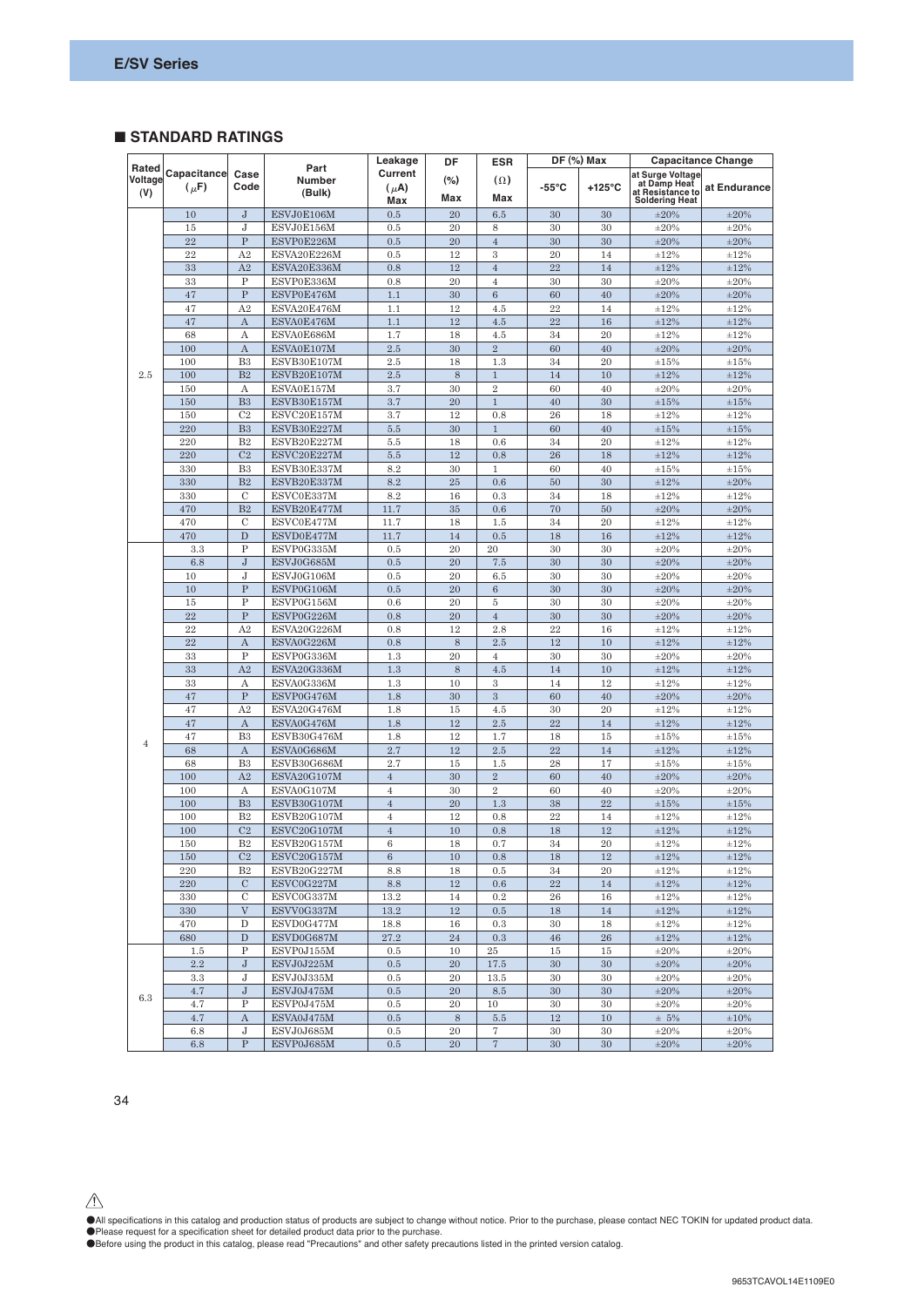## ■ STANDARD RATINGS

| Rated Voltage (V) | Capacitance ($\mu$F) | Case Code | Part Number (Bulk) | Leakage Current ($\mu$A) Max | DF (%) Max | ESR ($\Omega$) Max | DF (%) Max -55°C | DF (%) Max +125°C | Capacitance Change at Surge Voltage at Damp Heat at Resistance to Soldering Heat | Capacitance Change at Endurance |
|---|---|---|---|---|---|---|---|---|---|---|
| 2.5 | 10 | J | ESVJ0E106M | 0.5 | 20 | 6.5 | 30 | 30 | ±20% | ±20% |
| | 15 | J | ESVJ0E156M | 0.5 | 20 | 8 | 30 | 30 | ±20% | ±20% |
| | 22 | P | ESVP0E226M | 0.5 | 20 | 4 | 30 | 30 | ±20% | ±20% |
| | 22 | A2 | ESVA20E226M | 0.5 | 12 | 3 | 20 | 14 | ±12% | ±12% |
| | 33 | A2 | ESVA20E336M | 0.8 | 12 | 4 | 22 | 14 | ±12% | ±12% |
| | 33 | P | ESVP0E336M | 0.8 | 20 | 4 | 30 | 30 | ±20% | ±20% |
| | 47 | P | ESVP0E476M | 1.1 | 30 | 6 | 60 | 40 | ±20% | ±20% |
| | 47 | A2 | ESVA20E476M | 1.1 | 12 | 4.5 | 22 | 14 | ±12% | ±12% |
| | 47 | A | ESVA0E476M | 1.1 | 12 | 4.5 | 22 | 16 | ±12% | ±12% |
| | 68 | A | ESVA0E686M | 1.7 | 18 | 4.5 | 34 | 20 | ±12% | ±12% |
| | 100 | A | ESVA0E107M | 2.5 | 30 | 2 | 60 | 40 | ±20% | ±20% |
| | 100 | B3 | ESVB30E107M | 2.5 | 18 | 1.3 | 34 | 20 | ±15% | ±15% |
| | 100 | B2 | ESVB20E107M | 2.5 | 8 | 1 | 14 | 10 | ±12% | ±12% |
| | 150 | A | ESVA0E157M | 3.7 | 30 | 2 | 60 | 40 | ±20% | ±20% |
| | 150 | B3 | ESVB30E157M | 3.7 | 20 | 1 | 40 | 30 | ±15% | ±15% |
| | 150 | C2 | ESVC20E157M | 3.7 | 12 | 0.8 | 26 | 18 | ±12% | ±12% |
| | 220 | B3 | ESVB30E227M | 5.5 | 30 | 1 | 60 | 40 | ±15% | ±15% |
| | 220 | B2 | ESVB20E227M | 5.5 | 18 | 0.6 | 34 | 20 | ±12% | ±12% |
| | 220 | C2 | ESVC20E227M | 5.5 | 12 | 0.8 | 26 | 18 | ±12% | ±12% |
| | 330 | B3 | ESVB30E337M | 8.2 | 30 | 1 | 60 | 40 | ±15% | ±15% |
| | 330 | B2 | ESVB20E337M | 8.2 | 25 | 0.6 | 50 | 30 | ±12% | ±20% |
| | 330 | C | ESVC0E337M | 8.2 | 16 | 0.3 | 34 | 18 | ±12% | ±12% |
| | 470 | B2 | ESVB20E477M | 11.7 | 35 | 0.6 | 70 | 50 | ±20% | ±20% |
| | 470 | C | ESVC0E477M | 11.7 | 18 | 1.5 | 34 | 20 | ±12% | ±12% |
| | 470 | D | ESVD0E477M | 11.7 | 14 | 0.5 | 18 | 16 | ±12% | ±12% |
| 4 | 3.3 | P | ESVP0G335M | 0.5 | 20 | 20 | 30 | 30 | ±20% | ±20% |
| | 6.8 | J | ESVJ0G685M | 0.5 | 20 | 7.5 | 30 | 30 | ±20% | ±20% |
| | 10 | J | ESVJ0G106M | 0.5 | 20 | 6.5 | 30 | 30 | ±20% | ±20% |
| | 10 | P | ESVP0G106M | 0.5 | 20 | 6 | 30 | 30 | ±20% | ±20% |
| | 15 | P | ESVP0G156M | 0.6 | 20 | 5 | 30 | 30 | ±20% | ±20% |
| | 22 | P | ESVP0G226M | 0.8 | 20 | 4 | 30 | 30 | ±20% | ±20% |
| | 22 | A2 | ESVA20G226M | 0.8 | 12 | 2.8 | 22 | 16 | ±12% | ±12% |
| | 22 | A | ESVA0G226M | 0.8 | 8 | 2.5 | 12 | 10 | ±12% | ±12% |
| | 33 | P | ESVP0G336M | 1.3 | 20 | 4 | 30 | 30 | ±20% | ±20% |
| | 33 | A2 | ESVA20G336M | 1.3 | 8 | 4.5 | 14 | 10 | ±12% | ±12% |
| | 33 | A | ESVA0G336M | 1.3 | 10 | 3 | 14 | 12 | ±12% | ±12% |
| | 47 | P | ESVP0G476M | 1.8 | 30 | 3 | 60 | 40 | ±20% | ±20% |
| | 47 | A2 | ESVA20G476M | 1.8 | 15 | 4.5 | 30 | 20 | ±12% | ±12% |
| | 47 | A | ESVA0G476M | 1.8 | 12 | 2.5 | 22 | 14 | ±12% | ±12% |
| | 47 | B3 | ESVB30G476M | 1.8 | 12 | 1.7 | 18 | 15 | ±15% | ±15% |
| | 68 | A | ESVA0G686M | 2.7 | 12 | 2.5 | 22 | 14 | ±12% | ±12% |
| | 68 | B3 | ESVB30G686M | 2.7 | 15 | 1.5 | 28 | 17 | ±15% | ±15% |
| | 100 | A2 | ESVA20G107M | 4 | 30 | 2 | 60 | 40 | ±20% | ±20% |
| | 100 | A | ESVA0G107M | 4 | 30 | 2 | 60 | 40 | ±20% | ±20% |
| | 100 | B3 | ESVB30G107M | 4 | 20 | 1.3 | 38 | 22 | ±15% | ±15% |
| | 100 | B2 | ESVB20G107M | 4 | 12 | 0.8 | 22 | 14 | ±12% | ±12% |
| | 100 | C2 | ESVC20G107M | 4 | 10 | 0.8 | 18 | 12 | ±12% | ±12% |
| | 150 | B2 | ESVB20G157M | 6 | 18 | 0.7 | 34 | 20 | ±12% | ±12% |
| | 150 | C2 | ESVC20G157M | 6 | 10 | 0.8 | 18 | 12 | ±12% | ±12% |
| | 220 | B2 | ESVB20G227M | 8.8 | 18 | 0.5 | 34 | 20 | ±12% | ±12% |
| | 220 | C | ESVC0G227M | 8.8 | 12 | 0.6 | 22 | 14 | ±12% | ±12% |
| | 330 | C | ESVC0G337M | 13.2 | 14 | 0.2 | 26 | 16 | ±12% | ±12% |
| | 330 | V | ESVV0G337M | 13.2 | 12 | 0.5 | 18 | 14 | ±12% | ±12% |
| | 470 | D | ESVD0G477M | 18.8 | 16 | 0.3 | 30 | 18 | ±12% | ±12% |
| | 680 | D | ESVD0G687M | 27.2 | 24 | 0.3 | 46 | 26 | ±12% | ±12% |
| 6.3 | 1.5 | P | ESVP0J155M | 0.5 | 10 | 25 | 15 | 15 | ±20% | ±20% |
| | 2.2 | J | ESVJ0J225M | 0.5 | 20 | 17.5 | 30 | 30 | ±20% | ±20% |
| | 3.3 | J | ESVJ0J335M | 0.5 | 20 | 13.5 | 30 | 30 | ±20% | ±20% |
| | 4.7 | J | ESVJ0J475M | 0.5 | 20 | 8.5 | 30 | 30 | ±20% | ±20% |
| | 4.7 | P | ESVP0J475M | 0.5 | 20 | 10 | 30 | 30 | ±20% | ±20% |
| | 4.7 | A | ESVA0J475M | 0.5 | 8 | 5.5 | 12 | 10 | ± 5% | ±10% |
| | 6.8 | J | ESVJ0J685M | 0.5 | 20 | 7 | 30 | 30 | ±20% | ±20% |
| | 6.8 | P | ESVP0J685M | 0.5 | 20 | 7 | 30 | 30 | ±20% | ±20% |

⚠

●All specifications in this catalog and production status of products are subject to change without notice. Prior to the purchase, please contact NEC TOKIN for updated product data.
●Please request for a specification sheet for detailed product data prior to the purchase.
●Before using the product in this catalog, please read "Precautions" and other safety precautions listed in the printed version catalog.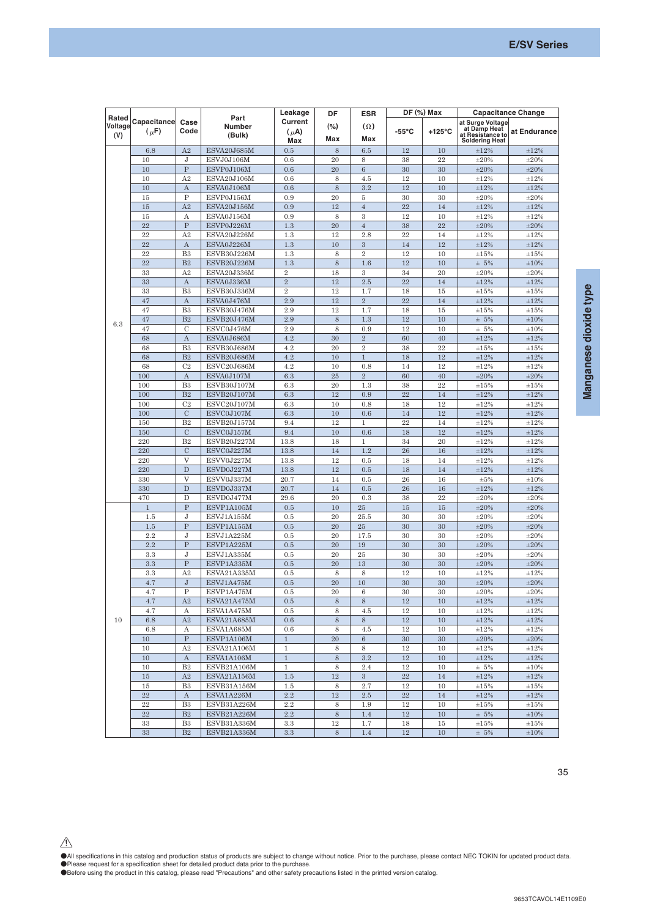## E/SV Series

| Rated Voltage (V) | Capacitance (μF) | Case Code | Part Number (Bulk) | Leakage Current (μA) Max | DF (%) Max | ESR (Ω) Max | DF (%) Max | | Capacitance Change | |
|---|---|---|---|---|---|---|---|---|---|---|
| | | | | | | | -55°C | +125°C | at Surge Voltage at Damp Heat at Resistance to Soldering Heat | at Endurance |
| 6.3 | 6.8 | A2 | ESVA20J685M | 0.5 | 8 | 6.5 | 12 | 10 | ±12% | ±12% |
| | 10 | J | ESVJ0J106M | 0.6 | 20 | 8 | 38 | 22 | ±20% | ±20% |
| | 10 | P | ESVP0J106M | 0.6 | 20 | 6 | 30 | 30 | ±20% | ±20% |
| | 10 | A2 | ESVA20J106M | 0.6 | 8 | 4.5 | 12 | 10 | ±12% | ±12% |
| | 10 | A | ESVA0J106M | 0.6 | 8 | 3.2 | 12 | 10 | ±12% | ±12% |
| | 15 | P | ESVP0J156M | 0.9 | 20 | 5 | 30 | 30 | ±20% | ±20% |
| | 15 | A2 | ESVA20J156M | 0.9 | 12 | 4 | 22 | 14 | ±12% | ±12% |
| | 15 | A | ESVA0J156M | 0.9 | 8 | 3 | 12 | 10 | ±12% | ±12% |
| | 22 | P | ESVP0J226M | 1.3 | 20 | 4 | 38 | 22 | ±20% | ±20% |
| | 22 | A2 | ESVA20J226M | 1.3 | 12 | 2.8 | 22 | 14 | ±12% | ±12% |
| | 22 | A | ESVA0J226M | 1.3 | 10 | 3 | 14 | 12 | ±12% | ±12% |
| | 22 | B3 | ESVB30J226M | 1.3 | 8 | 2 | 12 | 10 | ±15% | ±15% |
| | 22 | B2 | ESVB20J226M | 1.3 | 8 | 1.6 | 12 | 10 | ± 5% | ±10% |
| | 33 | A2 | ESVA20J336M | 2 | 18 | 3 | 34 | 20 | ±20% | ±20% |
| | 33 | A | ESVA0J336M | 2 | 12 | 2.5 | 22 | 14 | ±12% | ±12% |
| | 33 | B3 | ESVB30J336M | 2 | 12 | 1.7 | 18 | 15 | ±15% | ±15% |
| | 47 | A | ESVA0J476M | 2.9 | 12 | 2 | 22 | 14 | ±12% | ±12% |
| | 47 | B3 | ESVB30J476M | 2.9 | 12 | 1.7 | 18 | 15 | ±15% | ±15% |
| | 47 | B2 | ESVB20J476M | 2.9 | 8 | 1.3 | 12 | 10 | ± 5% | ±10% |
| | 47 | C | ESVC0J476M | 2.9 | 8 | 0.9 | 12 | 10 | ± 5% | ±10% |
| | 68 | A | ESVA0J686M | 4.2 | 30 | 2 | 60 | 40 | ±12% | ±12% |
| | 68 | B3 | ESVB30J686M | 4.2 | 20 | 2 | 38 | 22 | ±15% | ±15% |
| | 68 | B2 | ESVB20J686M | 4.2 | 10 | 1 | 18 | 12 | ±12% | ±12% |
| | 68 | C2 | ESVC20J686M | 4.2 | 10 | 0.8 | 14 | 12 | ±12% | ±12% |
| | 100 | A | ESVA0J107M | 6.3 | 25 | 2 | 60 | 40 | ±20% | ±20% |
| | 100 | B3 | ESVB30J107M | 6.3 | 20 | 1.3 | 38 | 22 | ±15% | ±15% |
| | 100 | B2 | ESVB20J107M | 6.3 | 12 | 0.9 | 22 | 14 | ±12% | ±12% |
| | 100 | C2 | ESVC20J107M | 6.3 | 10 | 0.8 | 18 | 12 | ±12% | ±12% |
| | 100 | C | ESVC0J107M | 6.3 | 10 | 0.6 | 14 | 12 | ±12% | ±12% |
| | 150 | B2 | ESVB20J157M | 9.4 | 12 | 1 | 22 | 14 | ±12% | ±12% |
| | 150 | C | ESVC0J157M | 9.4 | 10 | 0.6 | 18 | 12 | ±12% | ±12% |
| | 220 | B2 | ESVB20J227M | 13.8 | 18 | 1 | 34 | 20 | ±12% | ±12% |
| | 220 | C | ESVC0J227M | 13.8 | 14 | 1.2 | 26 | 16 | ±12% | ±12% |
| | 220 | V | ESVV0J227M | 13.8 | 12 | 0.5 | 18 | 14 | ±12% | ±12% |
| | 220 | D | ESVD0J227M | 13.8 | 12 | 0.5 | 18 | 14 | ±12% | ±12% |
| | 330 | V | ESVV0J337M | 20.7 | 14 | 0.5 | 26 | 16 | ±5% | ±10% |
| | 330 | D | ESVD0J337M | 20.7 | 14 | 0.5 | 26 | 16 | ±12% | ±12% |
| | 470 | D | ESVD0J477M | 29.6 | 20 | 0.3 | 38 | 22 | ±20% | ±20% |
| 10 | 1 | P | ESVP1A105M | 0.5 | 10 | 25 | 15 | 15 | ±20% | ±20% |
| | 1.5 | J | ESVJ1A155M | 0.5 | 20 | 25.5 | 30 | 30 | ±20% | ±20% |
| | 1.5 | P | ESVP1A155M | 0.5 | 20 | 25 | 30 | 30 | ±20% | ±20% |
| | 2.2 | J | ESVJ1A225M | 0.5 | 20 | 17.5 | 30 | 30 | ±20% | ±20% |
| | 2.2 | P | ESVP1A225M | 0.5 | 20 | 19 | 30 | 30 | ±20% | ±20% |
| | 3.3 | J | ESVJ1A335M | 0.5 | 20 | 25 | 30 | 30 | ±20% | ±20% |
| | 3.3 | P | ESVP1A335M | 0.5 | 20 | 13 | 30 | 30 | ±20% | ±20% |
| | 3.3 | A2 | ESVA21A335M | 0.5 | 8 | 8 | 12 | 10 | ±12% | ±12% |
| | 4.7 | J | ESVJ1A475M | 0.5 | 20 | 10 | 30 | 30 | ±20% | ±20% |
| | 4.7 | P | ESVP1A475M | 0.5 | 20 | 6 | 30 | 30 | ±20% | ±20% |
| | 4.7 | A2 | ESVA21A475M | 0.5 | 8 | 8 | 12 | 10 | ±12% | ±12% |
| | 4.7 | A | ESVA1A475M | 0.5 | 8 | 4.5 | 12 | 10 | ±12% | ±12% |
| | 6.8 | A2 | ESVA21A685M | 0.6 | 8 | 8 | 12 | 10 | ±12% | ±12% |
| | 6.8 | A | ESVA1A685M | 0.6 | 8 | 4.5 | 12 | 10 | ±12% | ±12% |
| | 10 | P | ESVP1A106M | 1 | 20 | 6 | 30 | 30 | ±20% | ±20% |
| | 10 | A2 | ESVA21A106M | 1 | 8 | 8 | 12 | 10 | ±12% | ±12% |
| | 10 | A | ESVA1A106M | 1 | 8 | 3.2 | 12 | 10 | ±12% | ±12% |
| | 10 | B2 | ESVB21A106M | 1 | 8 | 2.4 | 12 | 10 | ± 5% | ±10% |
| | 15 | A2 | ESVA21A156M | 1.5 | 12 | 3 | 22 | 14 | ±12% | ±12% |
| | 15 | B3 | ESVB31A156M | 1.5 | 8 | 2.7 | 12 | 10 | ±15% | ±15% |
| | 22 | A | ESVA1A226M | 2.2 | 12 | 2.5 | 22 | 14 | ±12% | ±12% |
| | 22 | B3 | ESVB31A226M | 2.2 | 8 | 1.9 | 12 | 10 | ±15% | ±15% |
| | 22 | B2 | ESVB21A226M | 2.2 | 8 | 1.4 | 12 | 10 | ± 5% | ±10% |
| | 33 | B3 | ESVB31A336M | 3.3 | 12 | 1.7 | 18 | 15 | ±15% | ±15% |
| | 33 | B2 | ESVB21A336M | 3.3 | 8 | 1.4 | 12 | 10 | ± 5% | ±10% |

Manganese dioxide type

●All specifications in this catalog and production status of products are subject to change without notice. Prior to the purchase, please contact NEC TOKIN for updated product data.
●Please request for a specification sheet for detailed product data prior to the purchase.
●Before using the product in this catalog, please read "Precautions" and other safety precautions listed in the printed version catalog.

9653TCAVOL14E1109E0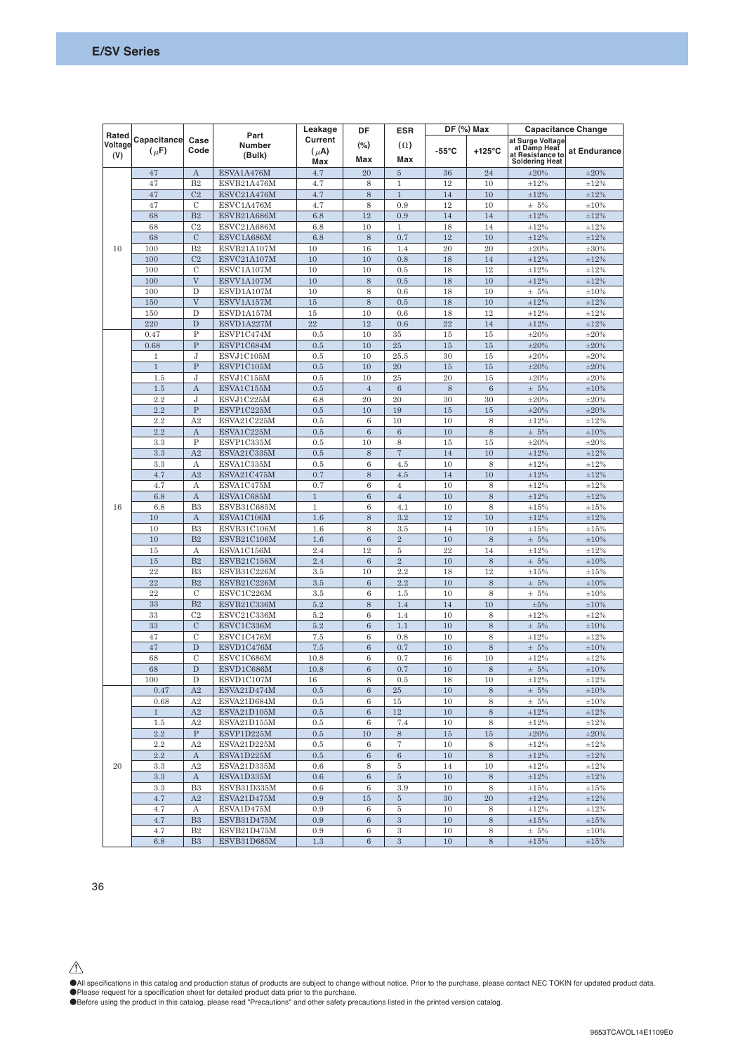## E/SV Series

| Rated Voltage (V) | Capacitance ($\mu$F) | Case Code | Part Number (Bulk) | Leakage Current ($\mu$A) Max | DF (%) Max | ESR ($\Omega$) Max | DF (%) Max -55°C | DF (%) Max +125°C | Capacitance Change at Surge Voltage at Damp Heat at Resistance to Soldering Heat | Capacitance Change at Endurance |
|---|---|---|---|---|---|---|---|---|---|---|
| 10 | 47 | A | ESVA1A476M | 4.7 | 20 | 5 | 36 | 24 | ±20% | ±20% |
| | 47 | B2 | ESVB21A476M | 4.7 | 8 | 1 | 12 | 10 | ±12% | ±12% |
| | 47 | C2 | ESVC21A476M | 4.7 | 8 | 1 | 14 | 10 | ±12% | ±12% |
| | 47 | C | ESVC1A476M | 4.7 | 8 | 0.9 | 12 | 10 | ± 5% | ±10% |
| | 68 | B2 | ESVB21A686M | 6.8 | 12 | 0.9 | 14 | 14 | ±12% | ±12% |
| | 68 | C2 | ESVC21A686M | 6.8 | 10 | 1 | 18 | 14 | ±12% | ±12% |
| | 68 | C | ESVC1A686M | 6.8 | 8 | 0.7 | 12 | 10 | ±12% | ±12% |
| | 100 | B2 | ESVB21A107M | 10 | 16 | 1.4 | 20 | 20 | ±20% | ±30% |
| | 100 | C2 | ESVC21A107M | 10 | 10 | 0.8 | 18 | 14 | ±12% | ±12% |
| | 100 | C | ESVC1A107M | 10 | 10 | 0.5 | 18 | 12 | ±12% | ±12% |
| | 100 | V | ESVV1A107M | 10 | 8 | 0.5 | 18 | 10 | ±12% | ±12% |
| | 100 | D | ESVD1A107M | 10 | 8 | 0.6 | 18 | 10 | ± 5% | ±10% |
| | 150 | V | ESVV1A157M | 15 | 8 | 0.5 | 18 | 10 | ±12% | ±12% |
| | 150 | D | ESVD1A157M | 15 | 10 | 0.6 | 18 | 12 | ±12% | ±12% |
| | 220 | D | ESVD1A227M | 22 | 12 | 0.6 | 22 | 14 | ±12% | ±12% |
| 16 | 0.47 | P | ESVP1C474M | 0.5 | 10 | 35 | 15 | 15 | ±20% | ±20% |
| | 0.68 | P | ESVP1C684M | 0.5 | 10 | 25 | 15 | 15 | ±20% | ±20% |
| | 1 | J | ESVJ1C105M | 0.5 | 10 | 25.5 | 30 | 15 | ±20% | ±20% |
| | 1 | P | ESVP1C105M | 0.5 | 10 | 20 | 15 | 15 | ±20% | ±20% |
| | 1.5 | J | ESVJ1C155M | 0.5 | 10 | 25 | 20 | 15 | ±20% | ±20% |
| | 1.5 | A | ESVA1C155M | 0.5 | 4 | 6 | 8 | 6 | ± 5% | ±10% |
| | 2.2 | J | ESVJ1C225M | 6.8 | 20 | 20 | 30 | 30 | ±20% | ±20% |
| | 2.2 | P | ESVP1C225M | 0.5 | 10 | 19 | 15 | 15 | ±20% | ±20% |
| | 2.2 | A2 | ESVA21C225M | 0.5 | 6 | 10 | 10 | 8 | ±12% | ±12% |
| | 2.2 | A | ESVA1C225M | 0.5 | 6 | 6 | 10 | 8 | ± 5% | ±10% |
| | 3.3 | P | ESVP1C335M | 0.5 | 10 | 8 | 15 | 15 | ±20% | ±20% |
| | 3.3 | A2 | ESVA21C335M | 0.5 | 8 | 7 | 14 | 10 | ±12% | ±12% |
| | 3.3 | A | ESVA1C335M | 0.5 | 6 | 4.5 | 10 | 8 | ±12% | ±12% |
| | 4.7 | A2 | ESVA21C475M | 0.7 | 8 | 4.5 | 14 | 10 | ±12% | ±12% |
| | 4.7 | A | ESVA1C475M | 0.7 | 6 | 4 | 10 | 8 | ±12% | ±12% |
| | 6.8 | A | ESVA1C685M | 1 | 6 | 4 | 10 | 8 | ±12% | ±12% |
| | 6.8 | B3 | ESVB31C685M | 1 | 6 | 4.1 | 10 | 8 | ±15% | ±15% |
| | 10 | A | ESVA1C106M | 1.6 | 8 | 3.2 | 12 | 10 | ±12% | ±12% |
| | 10 | B3 | ESVB31C106M | 1.6 | 8 | 3.5 | 14 | 10 | ±15% | ±15% |
| | 10 | B2 | ESVB21C106M | 1.6 | 6 | 2 | 10 | 8 | ± 5% | ±10% |
| | 15 | A | ESVA1C156M | 2.4 | 12 | 5 | 22 | 14 | ±12% | ±12% |
| | 15 | B2 | ESVB21C156M | 2.4 | 6 | 2 | 10 | 8 | ± 5% | ±10% |
| | 22 | B3 | ESVB31C226M | 3.5 | 10 | 2.2 | 18 | 12 | ±15% | ±15% |
| | 22 | B2 | ESVB21C226M | 3.5 | 6 | 2.2 | 10 | 8 | ± 5% | ±10% |
| | 22 | C | ESVC1C226M | 3.5 | 6 | 1.5 | 10 | 8 | ± 5% | ±10% |
| | 33 | B2 | ESVB21C336M | 5.2 | 8 | 1.4 | 14 | 10 | ±5% | ±10% |
| | 33 | C2 | ESVC21C336M | 5.2 | 6 | 1.4 | 10 | 8 | ±12% | ±12% |
| | 33 | C | ESVC1C336M | 5.2 | 6 | 1.1 | 10 | 8 | ± 5% | ±10% |
| | 47 | C | ESVC1C476M | 7.5 | 6 | 0.8 | 10 | 8 | ±12% | ±12% |
| | 47 | D | ESVD1C476M | 7.5 | 6 | 0.7 | 10 | 8 | ± 5% | ±10% |
| | 68 | C | ESVC1C686M | 10.8 | 6 | 0.7 | 16 | 10 | ±12% | ±12% |
| | 68 | D | ESVD1C686M | 10.8 | 6 | 0.7 | 10 | 8 | ± 5% | ±10% |
| | 100 | D | ESVD1C107M | 16 | 8 | 0.5 | 18 | 10 | ±12% | ±12% |
| 20 | 0.47 | A2 | ESVA21D474M | 0.5 | 6 | 25 | 10 | 8 | ± 5% | ±10% |
| | 0.68 | A2 | ESVA21D684M | 0.5 | 6 | 15 | 10 | 8 | ± 5% | ±10% |
| | 1 | A2 | ESVA21D105M | 0.5 | 6 | 12 | 10 | 8 | ±12% | ±12% |
| | 1.5 | A2 | ESVA21D155M | 0.5 | 6 | 7.4 | 10 | 8 | ±12% | ±12% |
| | 2.2 | P | ESVP1D225M | 0.5 | 10 | 8 | 15 | 15 | ±20% | ±20% |
| | 2.2 | A2 | ESVA21D225M | 0.5 | 6 | 7 | 10 | 8 | ±12% | ±12% |
| | 2.2 | A | ESVA1D225M | 0.5 | 6 | 6 | 10 | 8 | ±12% | ±12% |
| | 3.3 | A2 | ESVA21D335M | 0.6 | 8 | 5 | 14 | 10 | ±12% | ±12% |
| | 3.3 | A | ESVA1D335M | 0.6 | 6 | 5 | 10 | 8 | ±12% | ±12% |
| | 3.3 | B3 | ESVB31D335M | 0.6 | 6 | 3.9 | 10 | 8 | ±15% | ±15% |
| | 4.7 | A2 | ESVA21D475M | 0.9 | 15 | 5 | 30 | 20 | ±12% | ±12% |
| | 4.7 | A | ESVA1D475M | 0.9 | 6 | 5 | 10 | 8 | ±12% | ±12% |
| | 4.7 | B3 | ESVB31D475M | 0.9 | 6 | 3 | 10 | 8 | ±15% | ±15% |
| | 4.7 | B2 | ESVB21D475M | 0.9 | 6 | 3 | 10 | 8 | ± 5% | ±10% |
| | 6.8 | B3 | ESVB31D685M | 1.3 | 6 | 3 | 10 | 8 | ±15% | ±15% |

⚠

●All specifications in this catalog and production status of products are subject to change without notice. Prior to the purchase, please contact NEC TOKIN for updated product data.
●Please request for a specification sheet for detailed product data prior to the purchase.
●Before using the product in this catalog, please read "Precautions" and other safety precautions listed in the printed version catalog.

9653TCAVOL14E1109E0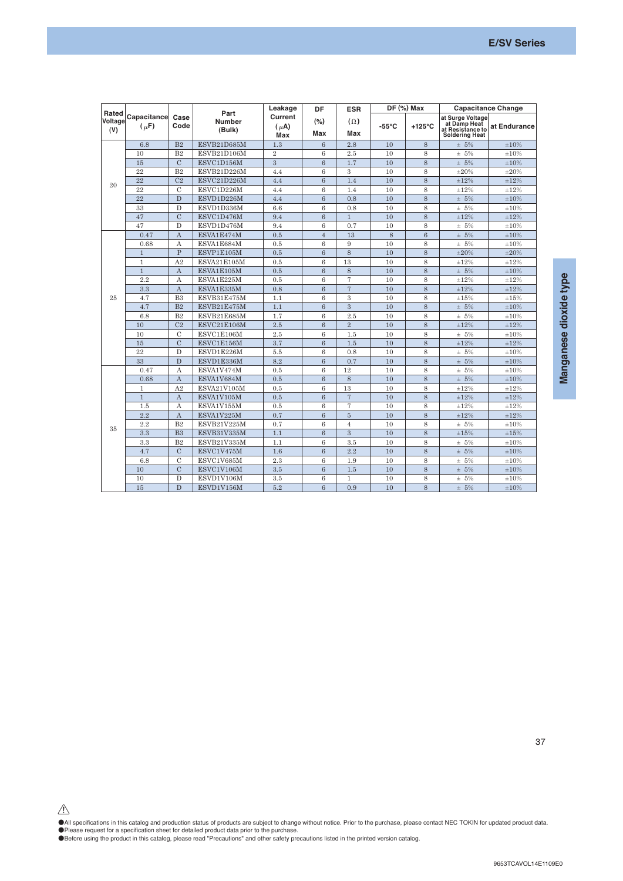| Rated Voltage (V) | Capacitance ($\mu$F) | Case Code | Part Number (Bulk) | Leakage Current ($\mu$A) Max | DF (%) Max | ESR ($\Omega$) Max | DF (%) Max | | Capacitance Change | |
|---|---|---|---|---|---|---|---|---|---|---|
| | | | | | | | -55°C | +125°C | at Surge Voltage at Damp Heat at Resistance to Soldering Heat | at Endurance |
| 20 | 6.8 | B2 | ESVB21D685M | 1.3 | 6 | 2.8 | 10 | 8 | ± 5% | ±10% |
| | 10 | B2 | ESVB21D106M | 2 | 6 | 2.5 | 10 | 8 | ± 5% | ±10% |
| | 15 | C | ESVC1D156M | 3 | 6 | 1.7 | 10 | 8 | ± 5% | ±10% |
| | 22 | B2 | ESVB21D226M | 4.4 | 6 | 3 | 10 | 8 | ±20% | ±20% |
| | 22 | C2 | ESVC21D226M | 4.4 | 6 | 1.4 | 10 | 8 | ±12% | ±12% |
| | 22 | C | ESVC1D226M | 4.4 | 6 | 1.4 | 10 | 8 | ±12% | ±12% |
| | 22 | D | ESVD1D226M | 4.4 | 6 | 0.8 | 10 | 8 | ± 5% | ±10% |
| | 33 | D | ESVD1D336M | 6.6 | 6 | 0.8 | 10 | 8 | ± 5% | ±10% |
| | 47 | C | ESVC1D476M | 9.4 | 6 | 1 | 10 | 8 | ±12% | ±12% |
| | 47 | D | ESVD1D476M | 9.4 | 6 | 0.7 | 10 | 8 | ± 5% | ±10% |
| 25 | 0.47 | A | ESVA1E474M | 0.5 | 4 | 13 | 8 | 6 | ± 5% | ±10% |
| | 0.68 | A | ESVA1E684M | 0.5 | 6 | 9 | 10 | 8 | ± 5% | ±10% |
| | 1 | P | ESVP1E105M | 0.5 | 6 | 8 | 10 | 8 | ±20% | ±20% |
| | 1 | A2 | ESVA21E105M | 0.5 | 6 | 13 | 10 | 8 | ±12% | ±12% |
| | 1 | A | ESVA1E105M | 0.5 | 6 | 8 | 10 | 8 | ± 5% | ±10% |
| | 2.2 | A | ESVA1E225M | 0.5 | 6 | 7 | 10 | 8 | ±12% | ±12% |
| | 3.3 | A | ESVA1E335M | 0.8 | 6 | 7 | 10 | 8 | ±12% | ±12% |
| | 4.7 | B3 | ESVB31E475M | 1.1 | 6 | 3 | 10 | 8 | ±15% | ±15% |
| | 4.7 | B2 | ESVB21E475M | 1.1 | 6 | 3 | 10 | 8 | ± 5% | ±10% |
| | 6.8 | B2 | ESVB21E685M | 1.7 | 6 | 2.5 | 10 | 8 | ± 5% | ±10% |
| | 10 | C2 | ESVC21E106M | 2.5 | 6 | 2 | 10 | 8 | ±12% | ±12% |
| | 10 | C | ESVC1E106M | 2.5 | 6 | 1.5 | 10 | 8 | ± 5% | ±10% |
| | 15 | C | ESVC1E156M | 3.7 | 6 | 1.5 | 10 | 8 | ±12% | ±12% |
| | 22 | D | ESVD1E226M | 5.5 | 6 | 0.8 | 10 | 8 | ± 5% | ±10% |
| | 33 | D | ESVD1E336M | 8.2 | 6 | 0.7 | 10 | 8 | ± 5% | ±10% |
| 35 | 0.47 | A | ESVA1V474M | 0.5 | 6 | 12 | 10 | 8 | ± 5% | ±10% |
| | 0.68 | A | ESVA1V684M | 0.5 | 6 | 8 | 10 | 8 | ± 5% | ±10% |
| | 1 | A2 | ESVA21V105M | 0.5 | 6 | 13 | 10 | 8 | ±12% | ±12% |
| | 1 | A | ESVA1V105M | 0.5 | 6 | 7 | 10 | 8 | ±12% | ±12% |
| | 1.5 | A | ESVA1V155M | 0.5 | 6 | 7 | 10 | 8 | ±12% | ±12% |
| | 2.2 | A | ESVA1V225M | 0.7 | 6 | 5 | 10 | 8 | ±12% | ±12% |
| | 2.2 | B2 | ESVB21V225M | 0.7 | 6 | 4 | 10 | 8 | ± 5% | ±10% |
| | 3.3 | B3 | ESVB31V335M | 1.1 | 6 | 3 | 10 | 8 | ±15% | ±15% |
| | 3.3 | B2 | ESVB21V335M | 1.1 | 6 | 3.5 | 10 | 8 | ± 5% | ±10% |
| | 4.7 | C | ESVC1V475M | 1.6 | 6 | 2.2 | 10 | 8 | ± 5% | ±10% |
| | 6.8 | C | ESVC1V685M | 2.3 | 6 | 1.9 | 10 | 8 | ± 5% | ±10% |
| | 10 | C | ESVC1V106M | 3.5 | 6 | 1.5 | 10 | 8 | ± 5% | ±10% |
| | 10 | D | ESVD1V106M | 3.5 | 6 | 1 | 10 | 8 | ± 5% | ±10% |
| | 15 | D | ESVD1V156M | 5.2 | 6 | 0.9 | 10 | 8 | ± 5% | ±10% |

Manganese dioxide type

⚠

- All specifications in this catalog and production status of products are subject to change without notice. Prior to the purchase, please contact NEC TOKIN for updated product data.
- Please request for a specification sheet for detailed product data prior to the purchase.
- Before using the product in this catalog, please read "Precautions" and other safety precautions listed in the printed version catalog.